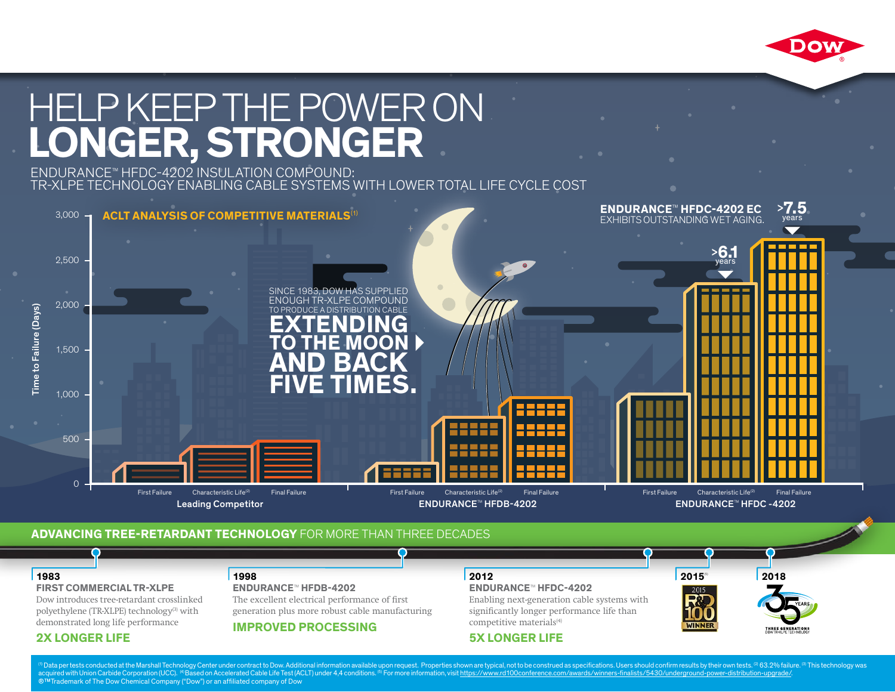# HELP KEEP THE POWER ON **LONGER, STRONGER**

ENDURANCE™ HFDC-4202 INSULATION COMPOUND:
TR-XLPE TECHNOLOGY ENABLING CABLE SYSTEMS WITH LOWER TOTAL LIFE CYCLE COST

## ACLT ANALYSIS OF COMPETITIVE MATERIALS[1]

Time to Failure (Days): 0, 500, 1,000, 1,500, 2,000, 2,500, 3,000

SINCE 1983, DOW HAS SUPPLIED ENOUGH TR-XLPE COMPOUND TO PRODUCE A DISTRIBUTION CABLE **EXTENDING TO THE MOON AND BACK FIVE TIMES.**

**ENDURANCE™ HFDC-4202 EC** EXHIBITS OUTSTANDING WET AGING.

>6.1 years

>7.5 years

| | First Failure | Characteristic Life[2] | Final Failure |
|---|---|---|---|
| Leading Competitor | | | |
| ENDURANCE™ HFDB-4202 | | | |
| ENDURANCE™ HFDC -4202 | | | |

## ADVANCING TREE-RETARDANT TECHNOLOGY FOR MORE THAN THREE DECADES

**1983**
**FIRST COMMERCIAL TR-XLPE**
Dow introduces tree-retardant crosslinked polyethylene (TR-XLPE) technology[3] with demonstrated long life performance
**2X LONGER LIFE**

**1998**
**ENDURANCE™ HFDB-4202**
The excellent electrical performance of first generation plus more robust cable manufacturing
**IMPROVED PROCESSING**

**2012**
**ENDURANCE™ HFDC-4202**
Enabling next-generation cable systems with significantly longer performance life than competitive materials[4]
**5X LONGER LIFE**

**2015**[5]
2015 R&D 100 WINNER

**2018**
35 YEARS — THREE GENERATIONS DOW TR-XLPE TECHNOLOGY

[1] Data per tests conducted at the Marshall Technology Center under contract to Dow. Additional information available upon request. Properties shown are typical, not to be construed as specifications. Users should confirm results by their own tests. [2] 63.2% failure. [3] This technology was acquired with Union Carbide Corporation (UCC). [4] Based on Accelerated Cable Life Test (ACLT) under 4,4 conditions. [5] For more information, visit https://www.rd100conference.com/awards/winners-finalists/5430/underground-power-distribution-upgrade/.
®™Trademark of The Dow Chemical Company ("Dow") or an affiliated company of Dow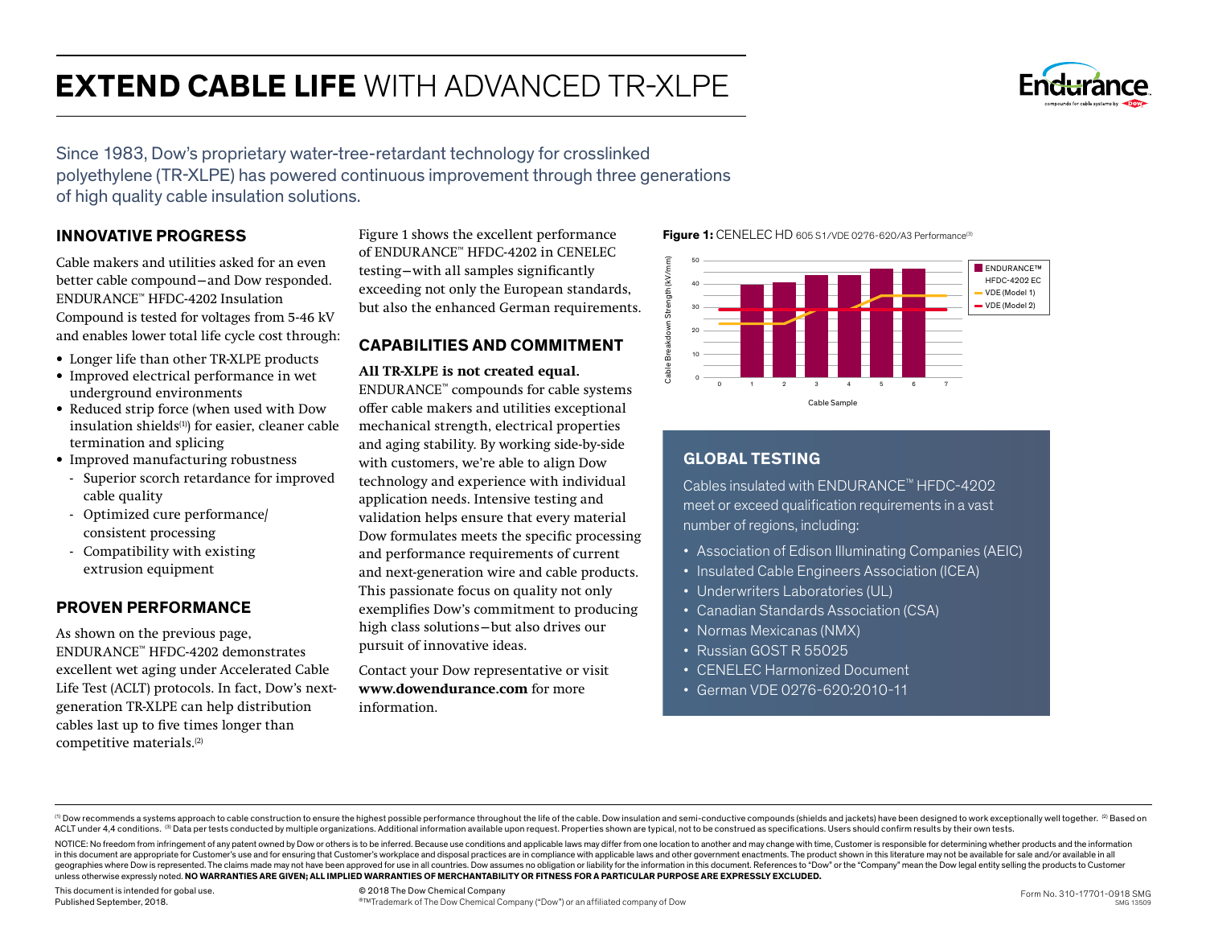# **EXTEND CABLE LIFE** WITH ADVANCED TR-XLPE

Endurance
compounds for cable systems by Dow

Since 1983, Dow's proprietary water-tree-retardant technology for crosslinked polyethylene (TR-XLPE) has powered continuous improvement through three generations of high quality cable insulation solutions.

## INNOVATIVE PROGRESS

Cable makers and utilities asked for an even better cable compound—and Dow responded. ENDURANCE™ HFDC-4202 Insulation Compound is tested for voltages from 5-46 kV and enables lower total life cycle cost through:

- Longer life than other TR-XLPE products
- Improved electrical performance in wet underground environments
- Reduced strip force (when used with Dow insulation shields[1]) for easier, cleaner cable termination and splicing
- Improved manufacturing robustness
  - Superior scorch retardance for improved cable quality
  - Optimized cure performance/ consistent processing
  - Compatibility with existing extrusion equipment

## PROVEN PERFORMANCE

As shown on the previous page, ENDURANCE™ HFDC-4202 demonstrates excellent wet aging under Accelerated Cable Life Test (ACLT) protocols. In fact, Dow's next-generation TR-XLPE can help distribution cables last up to five times longer than competitive materials.[2]

Figure 1 shows the excellent performance of ENDURANCE™ HFDC-4202 in CENELEC testing—with all samples significantly exceeding not only the European standards, but also the enhanced German requirements.

## CAPABILITIES AND COMMITMENT

**All TR-XLPE is not created equal.**
ENDURANCE™ compounds for cable systems offer cable makers and utilities exceptional mechanical strength, electrical properties and aging stability. By working side-by-side with customers, we're able to align Dow technology and experience with individual application needs. Intensive testing and validation helps ensure that every material Dow formulates meets the specific processing and performance requirements of current and next-generation wire and cable products. This passionate focus on quality not only exemplifies Dow's commitment to producing high class solutions—but also drives our pursuit of innovative ideas.

Contact your Dow representative or visit **www.dowendurance.com** for more information.

**Figure 1:** CENELEC HD 605 S1/VDE 0276-620/A3 Performance[3]

Cable Breakdown Strength (kV/mm)
50
40
30
20
10
0
0 1 2 3 4 5 6 7
Cable Sample
ENDURANCE™ HFDC-4202 EC
VDE (Model 1)
VDE (Model 2)

## GLOBAL TESTING

Cables insulated with ENDURANCE™ HFDC-4202 meet or exceed qualification requirements in a vast number of regions, including:

- Association of Edison Illuminating Companies (AEIC)
- Insulated Cable Engineers Association (ICEA)
- Underwriters Laboratories (UL)
- Canadian Standards Association (CSA)
- Normas Mexicanas (NMX)
- Russian GOST R 55025
- CENELEC Harmonized Document
- German VDE 0276-620:2010-11

[1] Dow recommends a systems approach to cable construction to ensure the highest possible performance throughout the life of the cable. Dow insulation and semi-conductive compounds (shields and jackets) have been designed to work exceptionally well together. [2] Based on ACLT under 4,4 conditions. [3] Data per tests conducted by multiple organizations. Additional information available upon request. Properties shown are typical, not to be construed as specifications. Users should confirm results by their own tests.

NOTICE: No freedom from infringement of any patent owned by Dow or others is to be inferred. Because use conditions and applicable laws may differ from one location to another and may change with time, Customer is responsible for determining whether products and the information in this document are appropriate for Customer's use and for ensuring that Customer's workplace and disposal practices are in compliance with applicable laws and other government enactments. The product shown in this literature may not be available for sale and/or available in all geographies where Dow is represented. The claims made may not have been approved for use in all countries. Dow assumes no obligation or liability for the information in this document. References to "Dow" or the "Company" mean the Dow legal entity selling the products to Customer unless otherwise expressly noted. **NO WARRANTIES ARE GIVEN; ALL IMPLIED WARRANTIES OF MERCHANTABILITY OR FITNESS FOR A PARTICULAR PURPOSE ARE EXPRESSLY EXCLUDED.**

This document is intended for gobal use.
Published September, 2018.

© 2018 The Dow Chemical Company
®™Trademark of The Dow Chemical Company ("Dow") or an affiliated company of Dow

Form No. 310-17701-0918 SMG
SMG 13509